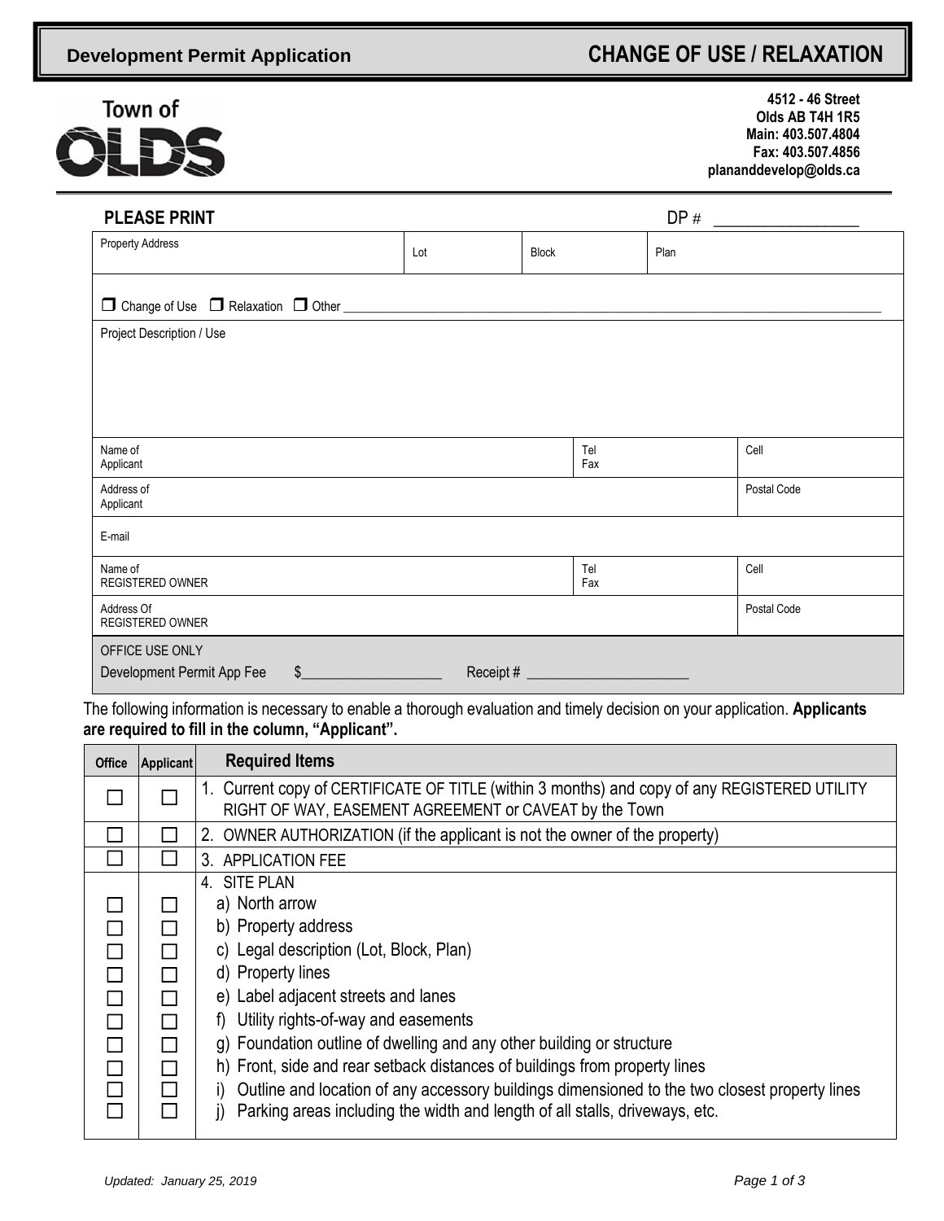**Development Permit Application**

# CHANGE OF USE / RELAXATION

Town of OLDS

**4512 - 46 Street**
**Olds AB T4H 1R5**
**Main: 403.507.4804**
**Fax: 403.507.4856**
**plananddevelop@olds.ca**

**PLEASE PRINT** DP # ________________

| Property Address | Lot | Block | Plan |
|---|---|---|---|

☐ Change of Use ☐ Relaxation ☐ Other ________________________________

Project Description / Use

| Name of Applicant | Tel / Fax | Cell |
|---|---|---|
| Address of Applicant | | Postal Code |
| E-mail | | |
| Name of REGISTERED OWNER | Tel / Fax | Cell |
| Address Of REGISTERED OWNER | | Postal Code |

OFFICE USE ONLY
Development Permit App Fee $__________________ Receipt # ____________________

The following information is necessary to enable a thorough evaluation and timely decision on your application. **Applicants are required to fill in the column, "Applicant".**

| Office | Applicant | Required Items |
|---|---|---|
| ☐ | ☐ | 1. Current copy of CERTIFICATE OF TITLE (within 3 months) and copy of any REGISTERED UTILITY RIGHT OF WAY, EASEMENT AGREEMENT or CAVEAT by the Town |
| ☐ | ☐ | 2. OWNER AUTHORIZATION (if the applicant is not the owner of the property) |
| ☐ | ☐ | 3. APPLICATION FEE |
| | | 4. SITE PLAN |
| ☐ | ☐ | a) North arrow |
| ☐ | ☐ | b) Property address |
| ☐ | ☐ | c) Legal description (Lot, Block, Plan) |
| ☐ | ☐ | d) Property lines |
| ☐ | ☐ | e) Label adjacent streets and lanes |
| ☐ | ☐ | f) Utility rights-of-way and easements |
| ☐ | ☐ | g) Foundation outline of dwelling and any other building or structure |
| ☐ | ☐ | h) Front, side and rear setback distances of buildings from property lines |
| ☐ | ☐ | i) Outline and location of any accessory buildings dimensioned to the two closest property lines |
| ☐ | ☐ | j) Parking areas including the width and length of all stalls, driveways, etc. |

*Updated: January 25, 2019*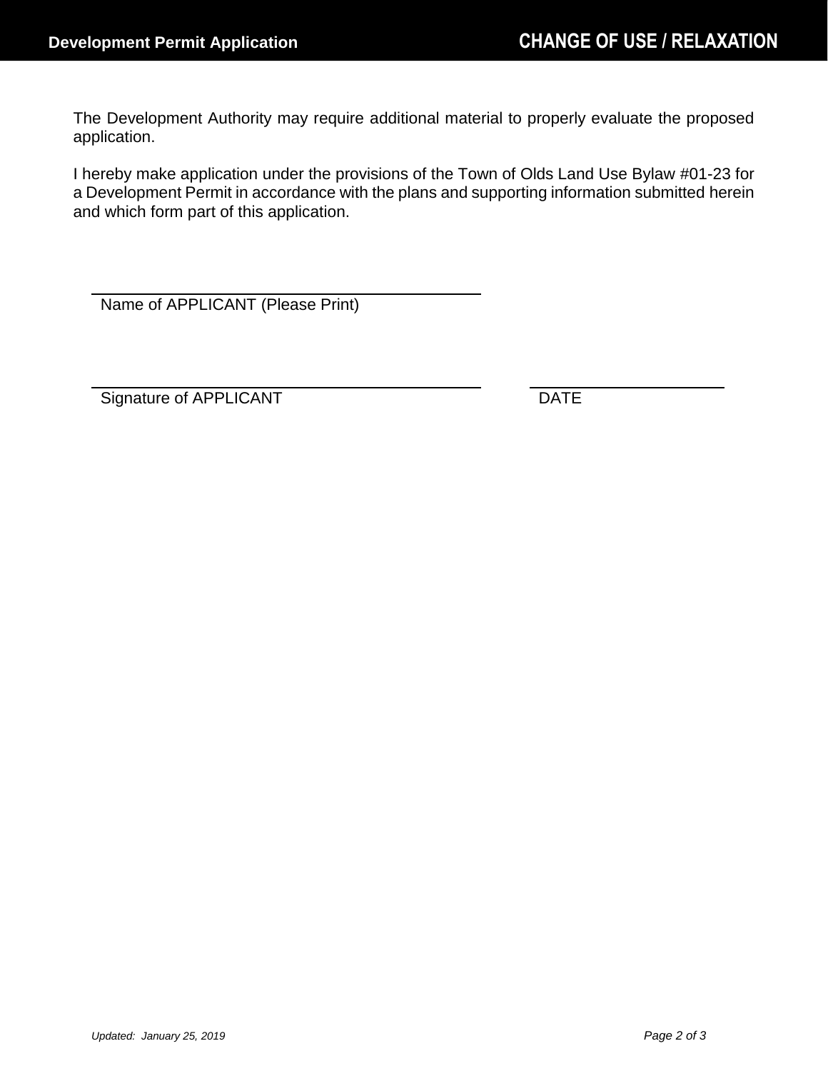The Development Authority may require additional material to properly evaluate the proposed application.

I hereby make application under the provisions of the Town of Olds Land Use Bylaw #01-23 for a Development Permit in accordance with the plans and supporting information submitted herein and which form part of this application.

\_\_\_\_\_\_\_\_\_\_\_\_\_\_\_\_\_\_\_\_\_\_\_\_\_\_\_\_\_\_\_\_\_\_\_\_\_\_

Name of APPLICANT (Please Print)

\_\_\_\_\_\_\_\_\_\_\_\_\_\_\_\_\_\_\_\_\_\_\_\_\_\_\_\_\_\_\_\_\_\_\_\_\_\_ \_\_\_\_\_\_\_\_\_\_\_\_\_\_\_\_\_\_\_\_

Signature of APPLICANT DATE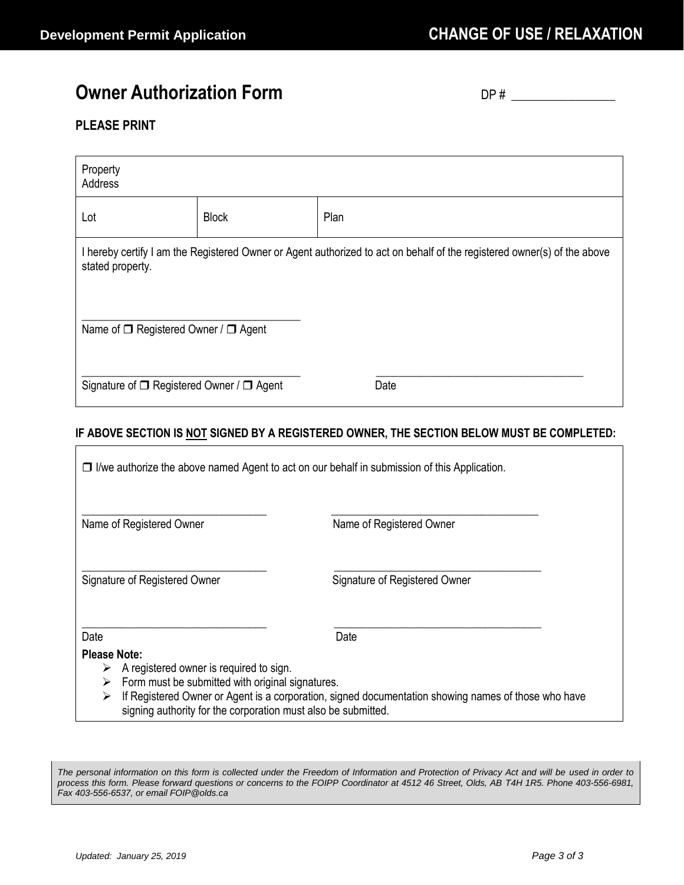Development Permit Application **CHANGE OF USE / RELAXATION**

# Owner Authorization Form

DP # ________________

**PLEASE PRINT**

| | | |
|---|---|---|
| Property Address | | |
| Lot | Block | Plan |

I hereby certify I am the Registered Owner or Agent authorized to act on behalf of the registered owner(s) of the above stated property.

____________________________________
Name of ❒ Registered Owner / ❒ Agent

____________________________________ ____________________________________
Signature of ❒ Registered Owner / ❒ Agent Date

**IF ABOVE SECTION IS NOT SIGNED BY A REGISTERED OWNER, THE SECTION BELOW MUST BE COMPLETED:**

❒ I/we authorize the above named Agent to act on our behalf in submission of this Application.

________________________________ ____________________________________
Name of Registered Owner Name of Registered Owner

________________________________ ____________________________________
Signature of Registered Owner Signature of Registered Owner

________________________________ ____________________________________
Date Date

**Please Note:**

- A registered owner is required to sign.
- Form must be submitted with original signatures.
- If Registered Owner or Agent is a corporation, signed documentation showing names of those who have signing authority for the corporation must also be submitted.

*The personal information on this form is collected under the Freedom of Information and Protection of Privacy Act and will be used in order to process this form. Please forward questions or concerns to the FOIPP Coordinator at 4512 46 Street, Olds, AB T4H 1R5. Phone 403-556-6981, Fax 403-556-6537, or email FOIP@olds.ca*

*Updated: January 25, 2019*